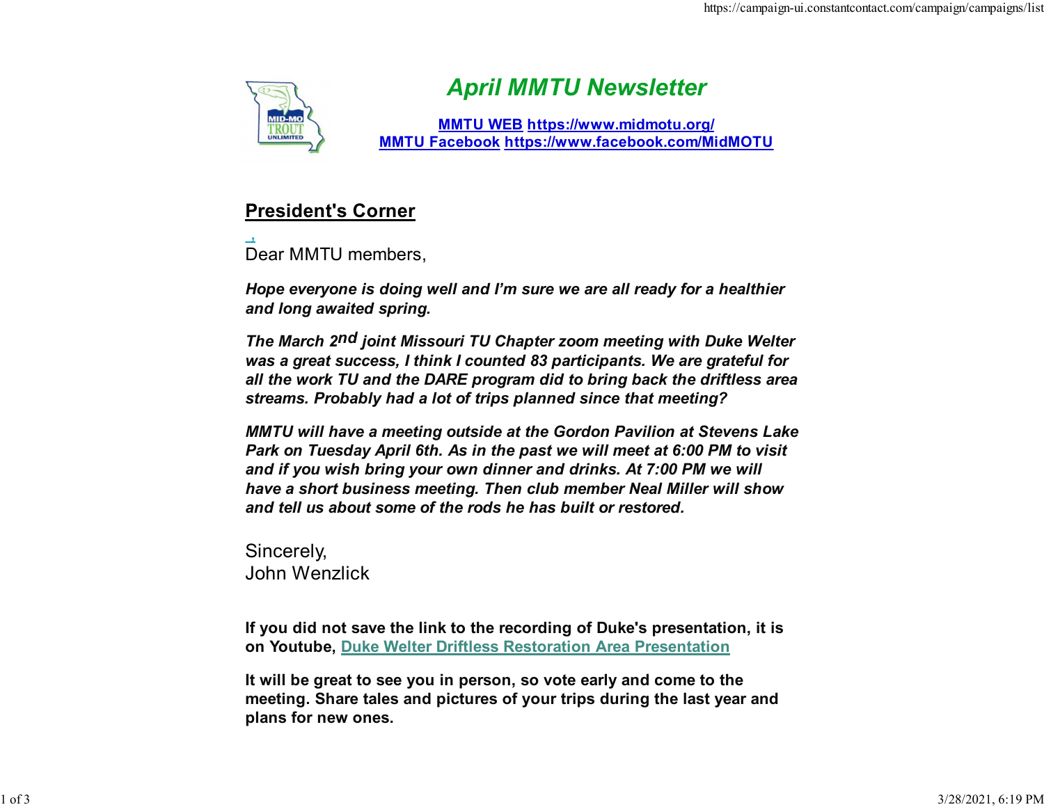# April MMTU Newsletter

**MMTU WEB https://www.midmotu.org/**
**MMTU Facebook https://www.facebook.com/MidMOTU**

## President's Corner

Dear MMTU members,

***Hope everyone is doing well and I'm sure we are all ready for a healthier and long awaited spring.***

***The March 2nd joint Missouri TU Chapter zoom meeting with Duke Welter was a great success, I think I counted 83 participants. We are grateful for all the work TU and the DARE program did to bring back the driftless area streams. Probably had a lot of trips planned since that meeting?***

***MMTU will have a meeting outside at the Gordon Pavilion at Stevens Lake Park on Tuesday April 6th. As in the past we will meet at 6:00 PM to visit and if you wish bring your own dinner and drinks. At 7:00 PM we will have a short business meeting. Then club member Neal Miller will show and tell us about some of the rods he has built or restored.***

Sincerely,
John Wenzlick

**If you did not save the link to the recording of Duke's presentation, it is on Youtube, Duke Welter Driftless Restoration Area Presentation**

**It will be great to see you in person, so vote early and come to the meeting. Share tales and pictures of your trips during the last year and plans for new ones.**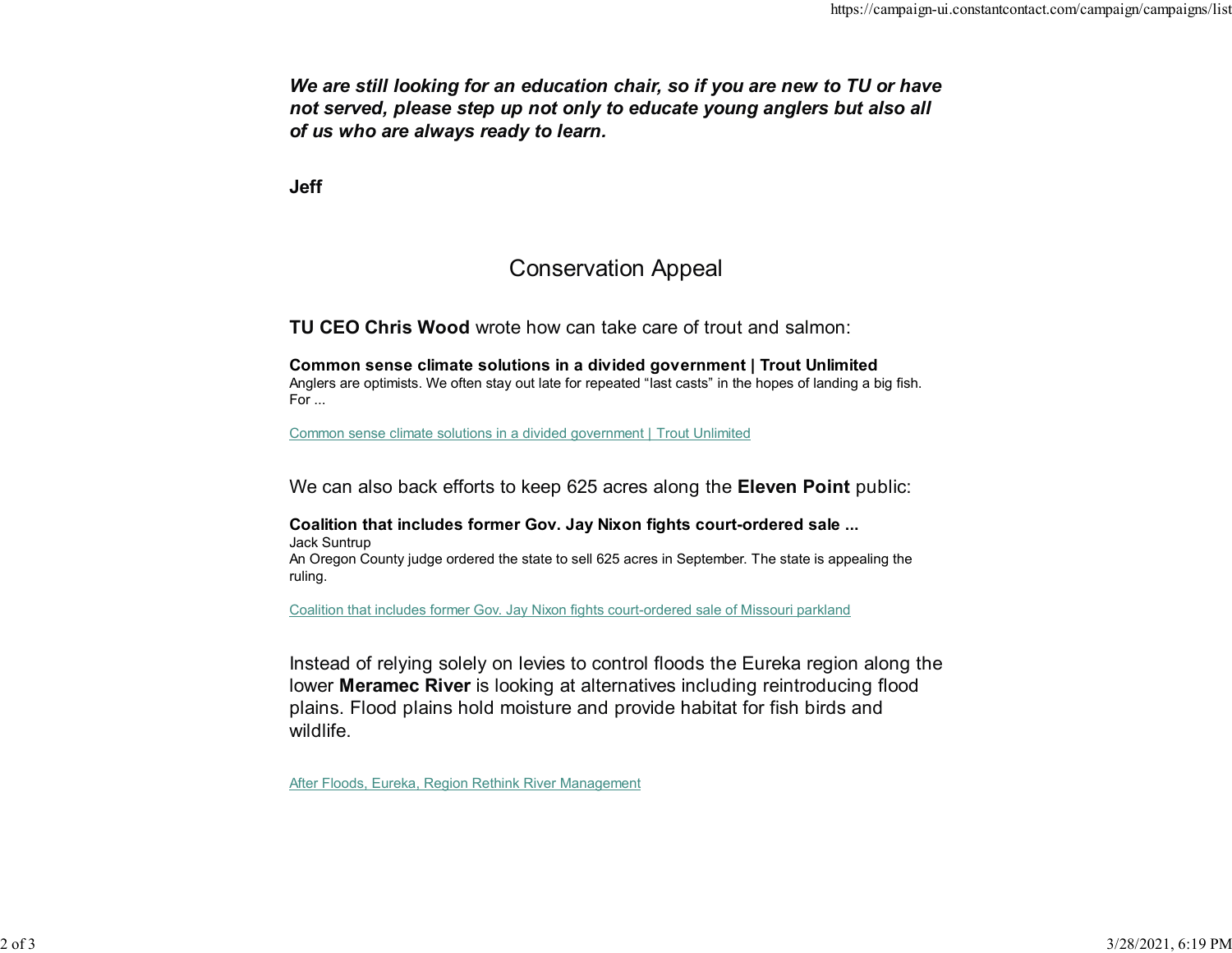***We are still looking for an education chair, so if you are new to TU or have not served, please step up not only to educate young anglers but also all of us who are always ready to learn.***

**Jeff**

## Conservation Appeal

**TU CEO Chris Wood** wrote how can take care of trout and salmon:

**Common sense climate solutions in a divided government | Trout Unlimited**
Anglers are optimists. We often stay out late for repeated “last casts” in the hopes of landing a big fish. For ...

Common sense climate solutions in a divided government | Trout Unlimited

We can also back efforts to keep 625 acres along the **Eleven Point** public:

**Coalition that includes former Gov. Jay Nixon fights court-ordered sale ...**
Jack Suntrup
An Oregon County judge ordered the state to sell 625 acres in September. The state is appealing the ruling.

Coalition that includes former Gov. Jay Nixon fights court-ordered sale of Missouri parkland

Instead of relying solely on levies to control floods the Eureka region along the lower **Meramec River** is looking at alternatives including reintroducing flood plains. Flood plains hold moisture and provide habitat for fish birds and wildlife.

After Floods, Eureka, Region Rethink River Management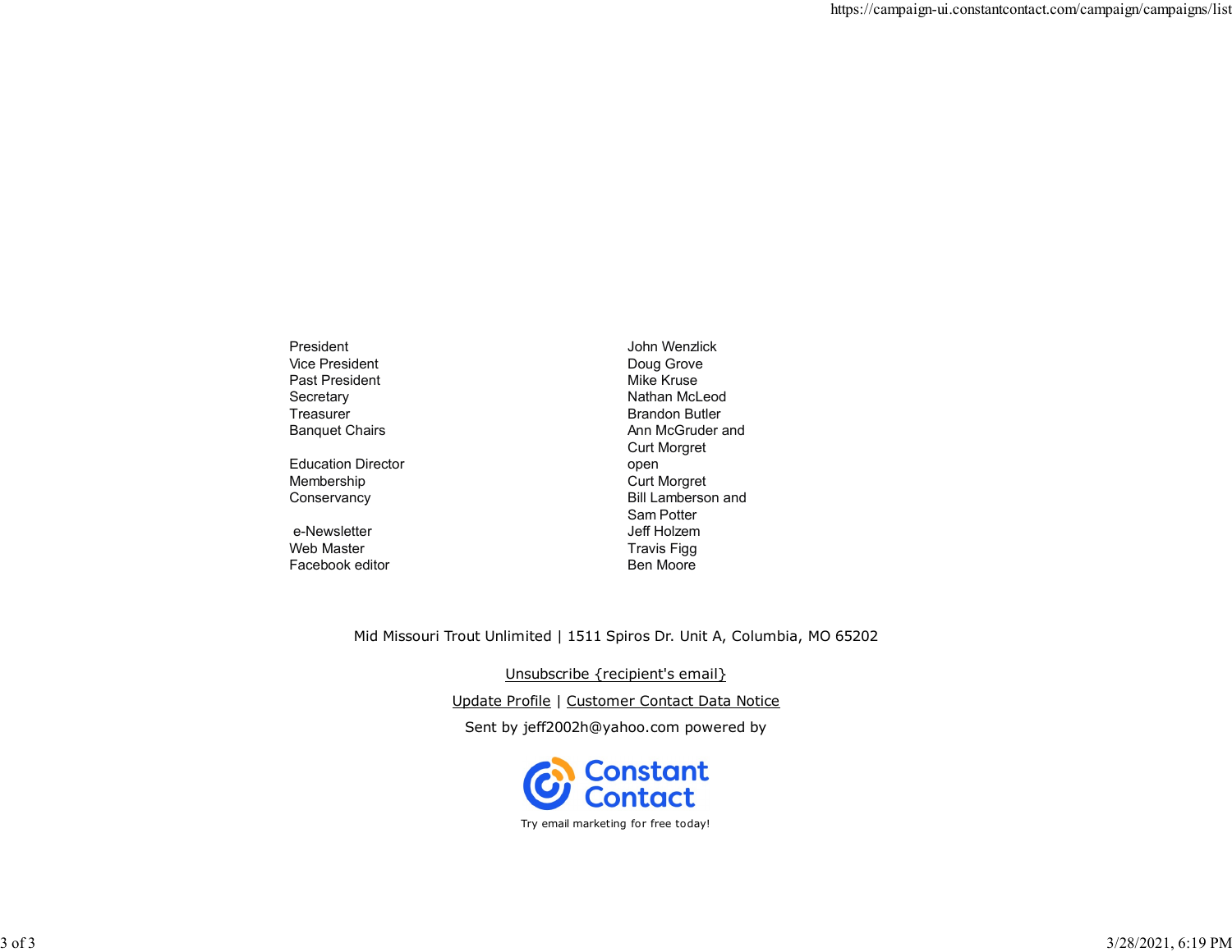| | |
|---|---|
| President | John Wenzlick |
| Vice President | Doug Grove |
| Past President | Mike Kruse |
| Secretary | Nathan McLeod |
| Treasurer | Brandon Butler |
| Banquet Chairs | Ann McGruder and Curt Morgret |
| Education Director | open |
| Membership | Curt Morgret |
| Conservancy | Bill Lamberson and Sam Potter |
| e-Newsletter | Jeff Holzem |
| Web Master | Travis Figg |
| Facebook editor | Ben Moore |

Mid Missouri Trout Unlimited | 1511 Spiros Dr. Unit A, Columbia, MO 65202

Unsubscribe {recipient's email}

Update Profile | Customer Contact Data Notice

Sent by jeff2002h@yahoo.com powered by

Constant Contact

Try email marketing for free today!